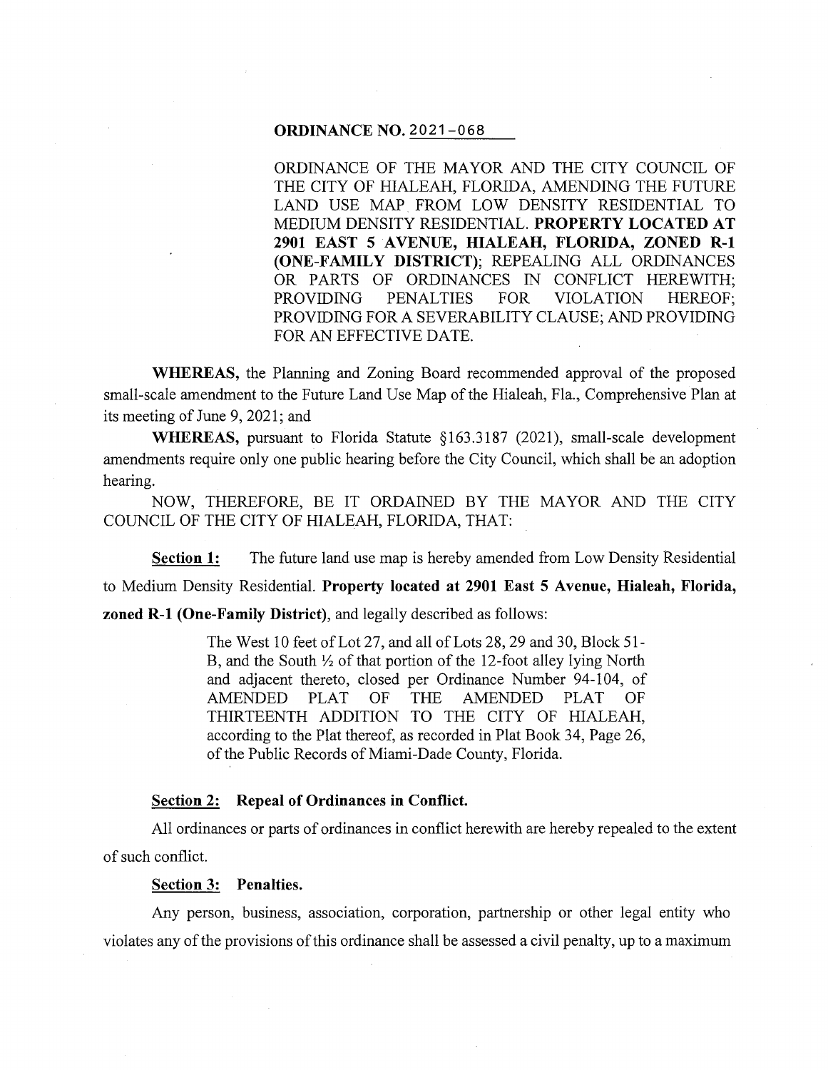# ORDINANCE NO. 2021-068

ORDINANCE OF THE MAYOR AND THE CITY COUNCIL OF THE CITY OF HIALEAH, FLORIDA, AMENDING THE FUTURE LAND USE MAP FROM LOW DENSITY RESIDENTIAL TO MEDIUM DENSITY RESIDENTIAL. **PROPERTY LOCATED AT 2901 EAST 5 AVENUE, HIALEAH, FLORIDA, ZONED R-1 (ONE-FAMILY DISTRICT)**; REPEALING ALL ORDINANCES OR PARTS OF ORDINANCES IN CONFLICT HEREWITH; PROVIDING PENALTIES FOR VIOLATION HEREOF; PROVIDING FOR A SEVERABILITY CLAUSE; AND PROVIDING FOR AN EFFECTIVE DATE.

**WHEREAS,** the Planning and Zoning Board recommended approval of the proposed small-scale amendment to the Future Land Use Map of the Hialeah, Fla., Comprehensive Plan at its meeting of June 9, 2021; and

**WHEREAS,** pursuant to Florida Statute §163.3187 (2021), small-scale development amendments require only one public hearing before the City Council, which shall be an adoption hearing.

NOW, THEREFORE, BE IT ORDAINED BY THE MAYOR AND THE CITY COUNCIL OF THE CITY OF HIALEAH, FLORIDA, THAT:

**Section 1:** The future land use map is hereby amended from Low Density Residential to Medium Density Residential. **Property located at 2901 East 5 Avenue, Hialeah, Florida, zoned R-1 (One-Family District)**, and legally described as follows:

> The West 10 feet of Lot 27, and all of Lots 28, 29 and 30, Block 51-B, and the South ½ of that portion of the 12-foot alley lying North and adjacent thereto, closed per Ordinance Number 94-104, of AMENDED PLAT OF THE AMENDED PLAT OF THIRTEENTH ADDITION TO THE CITY OF HIALEAH, according to the Plat thereof, as recorded in Plat Book 34, Page 26, of the Public Records of Miami-Dade County, Florida.

**Section 2: Repeal of Ordinances in Conflict.**

All ordinances or parts of ordinances in conflict herewith are hereby repealed to the extent of such conflict.

**Section 3: Penalties.**

Any person, business, association, corporation, partnership or other legal entity who violates any of the provisions of this ordinance shall be assessed a civil penalty, up to a maximum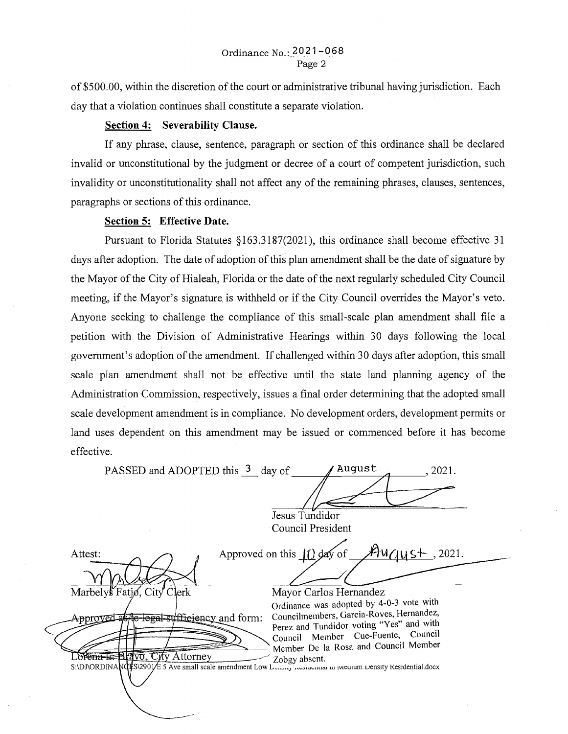Ordinance No.: 2021-068

of $500.00, within the discretion of the court or administrative tribunal having jurisdiction. Each day that a violation continues shall constitute a separate violation.

**Section 4: Severability Clause.**

If any phrase, clause, sentence, paragraph or section of this ordinance shall be declared invalid or unconstitutional by the judgment or decree of a court of competent jurisdiction, such invalidity or unconstitutionality shall not affect any of the remaining phrases, clauses, sentences, paragraphs or sections of this ordinance.

**Section 5: Effective Date.**

Pursuant to Florida Statutes §163.3187(2021), this ordinance shall become effective 31 days after adoption. The date of adoption of this plan amendment shall be the date of signature by the Mayor of the City of Hialeah, Florida or the date of the next regularly scheduled City Council meeting, if the Mayor's signature is withheld or if the City Council overrides the Mayor's veto. Anyone seeking to challenge the compliance of this small-scale plan amendment shall file a petition with the Division of Administrative Hearings within 30 days following the local government's adoption of the amendment. If challenged within 30 days after adoption, this small scale plan amendment shall not be effective until the state land planning agency of the Administration Commission, respectively, issues a final order determining that the adopted small scale development amendment is in compliance. No development orders, development permits or land uses dependent on this amendment may be issued or commenced before it has become effective.

PASSED and ADOPTED this 3 day of August, 2021.

Jesus Tundidor
Council President

Attest:

Marbelys Fatjo, City Clerk

Approved on this 10 day of August, 2021.

Mayor Carlos Hernandez

Approved as to legal sufficiency and form:

Lorena E. Bravo, City Attorney

Ordinance was adopted by 4-0-3 vote with Councilmembers, Garcia-Roves, Hernandez, Perez and Tundidor voting "Yes" and with Council Member Cue-Fuente, Council Member De la Rosa and Council Member Zobgy absent.

S:\DJ\ORDINANCES\2901 E 5 Ave small scale amendment Low Density Residential to Medium Density Residential.docx